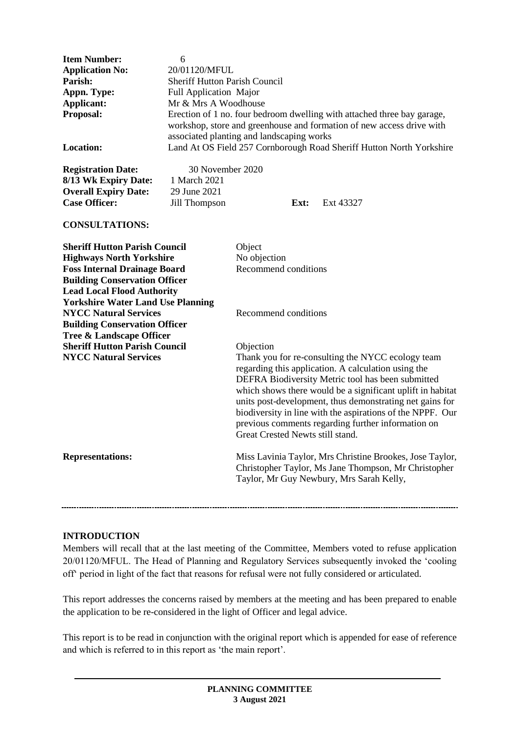| | |
|---|---|
| **Item Number:** | 6 |
| **Application No:** | 20/01120/MFUL |
| **Parish:** | Sheriff Hutton Parish Council |
| **Appn. Type:** | Full Application Major |
| **Applicant:** | Mr & Mrs A Woodhouse |
| **Proposal:** | Erection of 1 no. four bedroom dwelling with attached three bay garage, workshop, store and greenhouse and formation of new access drive with associated planting and landscaping works |
| **Location:** | Land At OS Field 257 Cornborough Road Sheriff Hutton North Yorkshire |

| | | | |
|---|---|---|---|
| **Registration Date:** | 30 November 2020 | | |
| **8/13 Wk Expiry Date:** | 1 March 2021 | | |
| **Overall Expiry Date:** | 29 June 2021 | | |
| **Case Officer:** | Jill Thompson | **Ext:** | Ext 43327 |

**CONSULTATIONS:**

| | |
|---|---|
| **Sheriff Hutton Parish Council** | Object |
| **Highways North Yorkshire** | No objection |
| **Foss Internal Drainage Board** | Recommend conditions |
| **Building Conservation Officer** | |
| **Lead Local Flood Authority** | |
| **Yorkshire Water Land Use Planning** | |
| **NYCC Natural Services** | Recommend conditions |
| **Building Conservation Officer** | |
| **Tree & Landscape Officer** | |
| **Sheriff Hutton Parish Council** | Objection |
| **NYCC Natural Services** | Thank you for re-consulting the NYCC ecology team regarding this application. A calculation using the DEFRA Biodiversity Metric tool has been submitted which shows there would be a significant uplift in habitat units post-development, thus demonstrating net gains for biodiversity in line with the aspirations of the NPPF. Our previous comments regarding further information on Great Crested Newts still stand. |

| | |
|---|---|
| **Representations:** | Miss Lavinia Taylor, Mrs Christine Brookes, Jose Taylor, Christopher Taylor, Ms Jane Thompson, Mr Christopher Taylor, Mr Guy Newbury, Mrs Sarah Kelly, |

---

## INTRODUCTION

Members will recall that at the last meeting of the Committee, Members voted to refuse application 20/01120/MFUL. The Head of Planning and Regulatory Services subsequently invoked the 'cooling off' period in light of the fact that reasons for refusal were not fully considered or articulated.

This report addresses the concerns raised by members at the meeting and has been prepared to enable the application to be re-considered in the light of Officer and legal advice.

This report is to be read in conjunction with the original report which is appended for ease of reference and which is referred to in this report as 'the main report'.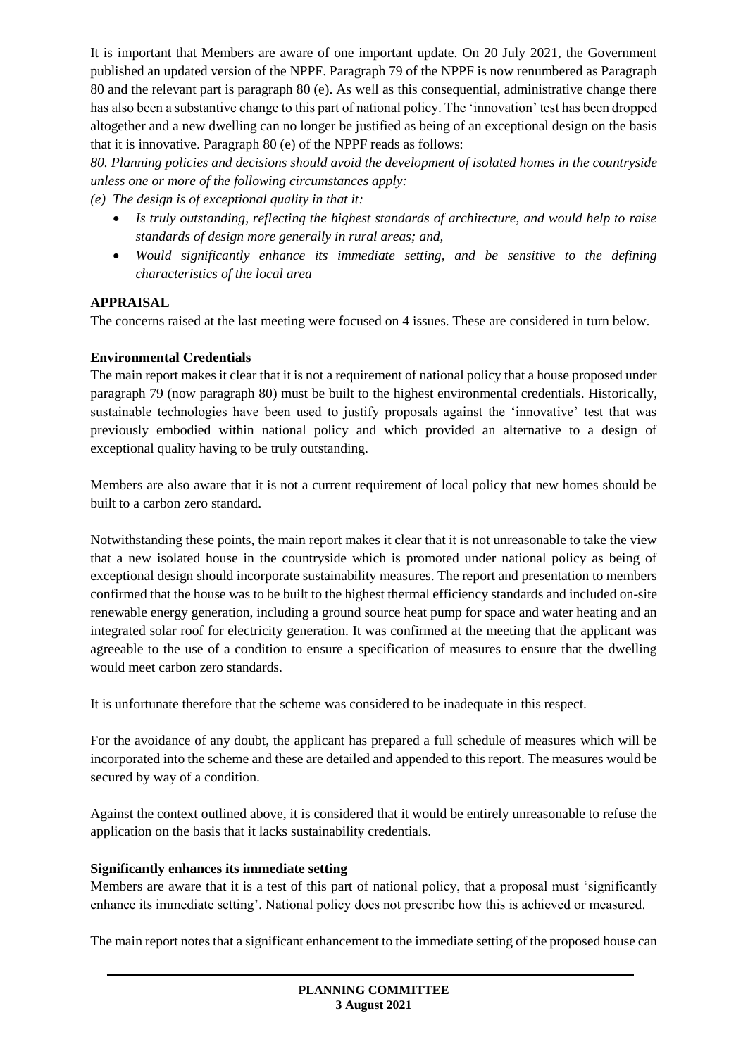It is important that Members are aware of one important update. On 20 July 2021, the Government published an updated version of the NPPF. Paragraph 79 of the NPPF is now renumbered as Paragraph 80 and the relevant part is paragraph 80 (e). As well as this consequential, administrative change there has also been a substantive change to this part of national policy. The 'innovation' test has been dropped altogether and a new dwelling can no longer be justified as being of an exceptional design on the basis that it is innovative. Paragraph 80 (e) of the NPPF reads as follows:

*80. Planning policies and decisions should avoid the development of isolated homes in the countryside unless one or more of the following circumstances apply:*

*(e) The design is of exceptional quality in that it:*

- *Is truly outstanding, reflecting the highest standards of architecture, and would help to raise standards of design more generally in rural areas; and,*
- *Would significantly enhance its immediate setting, and be sensitive to the defining characteristics of the local area*

## APPRAISAL

The concerns raised at the last meeting were focused on 4 issues. These are considered in turn below.

### Environmental Credentials

The main report makes it clear that it is not a requirement of national policy that a house proposed under paragraph 79 (now paragraph 80) must be built to the highest environmental credentials. Historically, sustainable technologies have been used to justify proposals against the 'innovative' test that was previously embodied within national policy and which provided an alternative to a design of exceptional quality having to be truly outstanding.

Members are also aware that it is not a current requirement of local policy that new homes should be built to a carbon zero standard.

Notwithstanding these points, the main report makes it clear that it is not unreasonable to take the view that a new isolated house in the countryside which is promoted under national policy as being of exceptional design should incorporate sustainability measures. The report and presentation to members confirmed that the house was to be built to the highest thermal efficiency standards and included on-site renewable energy generation, including a ground source heat pump for space and water heating and an integrated solar roof for electricity generation. It was confirmed at the meeting that the applicant was agreeable to the use of a condition to ensure a specification of measures to ensure that the dwelling would meet carbon zero standards.

It is unfortunate therefore that the scheme was considered to be inadequate in this respect.

For the avoidance of any doubt, the applicant has prepared a full schedule of measures which will be incorporated into the scheme and these are detailed and appended to this report. The measures would be secured by way of a condition.

Against the context outlined above, it is considered that it would be entirely unreasonable to refuse the application on the basis that it lacks sustainability credentials.

### Significantly enhances its immediate setting

Members are aware that it is a test of this part of national policy, that a proposal must 'significantly enhance its immediate setting'. National policy does not prescribe how this is achieved or measured.

The main report notes that a significant enhancement to the immediate setting of the proposed house can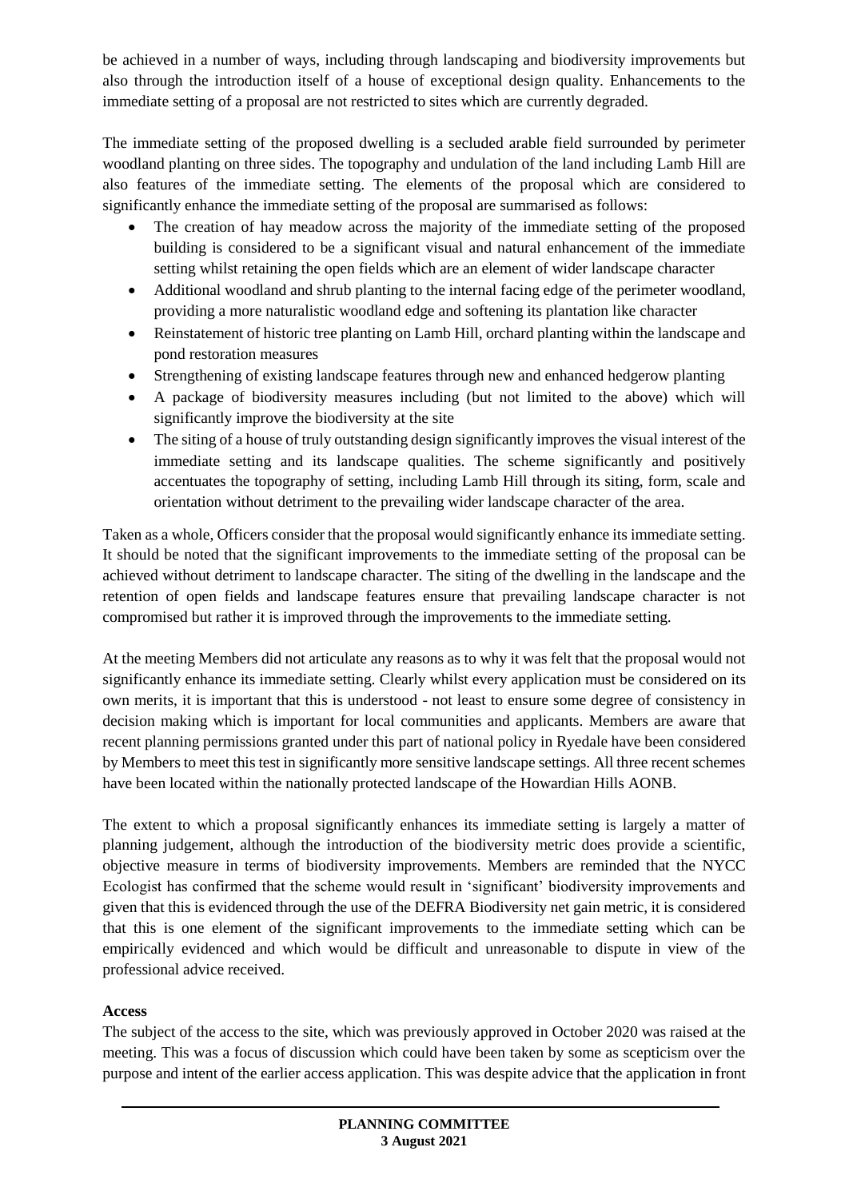be achieved in a number of ways, including through landscaping and biodiversity improvements but also through the introduction itself of a house of exceptional design quality. Enhancements to the immediate setting of a proposal are not restricted to sites which are currently degraded.

The immediate setting of the proposed dwelling is a secluded arable field surrounded by perimeter woodland planting on three sides. The topography and undulation of the land including Lamb Hill are also features of the immediate setting. The elements of the proposal which are considered to significantly enhance the immediate setting of the proposal are summarised as follows:

- The creation of hay meadow across the majority of the immediate setting of the proposed building is considered to be a significant visual and natural enhancement of the immediate setting whilst retaining the open fields which are an element of wider landscape character
- Additional woodland and shrub planting to the internal facing edge of the perimeter woodland, providing a more naturalistic woodland edge and softening its plantation like character
- Reinstatement of historic tree planting on Lamb Hill, orchard planting within the landscape and pond restoration measures
- Strengthening of existing landscape features through new and enhanced hedgerow planting
- A package of biodiversity measures including (but not limited to the above) which will significantly improve the biodiversity at the site
- The siting of a house of truly outstanding design significantly improves the visual interest of the immediate setting and its landscape qualities. The scheme significantly and positively accentuates the topography of setting, including Lamb Hill through its siting, form, scale and orientation without detriment to the prevailing wider landscape character of the area.

Taken as a whole, Officers consider that the proposal would significantly enhance its immediate setting. It should be noted that the significant improvements to the immediate setting of the proposal can be achieved without detriment to landscape character. The siting of the dwelling in the landscape and the retention of open fields and landscape features ensure that prevailing landscape character is not compromised but rather it is improved through the improvements to the immediate setting.

At the meeting Members did not articulate any reasons as to why it was felt that the proposal would not significantly enhance its immediate setting. Clearly whilst every application must be considered on its own merits, it is important that this is understood - not least to ensure some degree of consistency in decision making which is important for local communities and applicants. Members are aware that recent planning permissions granted under this part of national policy in Ryedale have been considered by Members to meet this test in significantly more sensitive landscape settings. All three recent schemes have been located within the nationally protected landscape of the Howardian Hills AONB.

The extent to which a proposal significantly enhances its immediate setting is largely a matter of planning judgement, although the introduction of the biodiversity metric does provide a scientific, objective measure in terms of biodiversity improvements. Members are reminded that the NYCC Ecologist has confirmed that the scheme would result in 'significant' biodiversity improvements and given that this is evidenced through the use of the DEFRA Biodiversity net gain metric, it is considered that this is one element of the significant improvements to the immediate setting which can be empirically evidenced and which would be difficult and unreasonable to dispute in view of the professional advice received.

**Access**

The subject of the access to the site, which was previously approved in October 2020 was raised at the meeting. This was a focus of discussion which could have been taken by some as scepticism over the purpose and intent of the earlier access application. This was despite advice that the application in front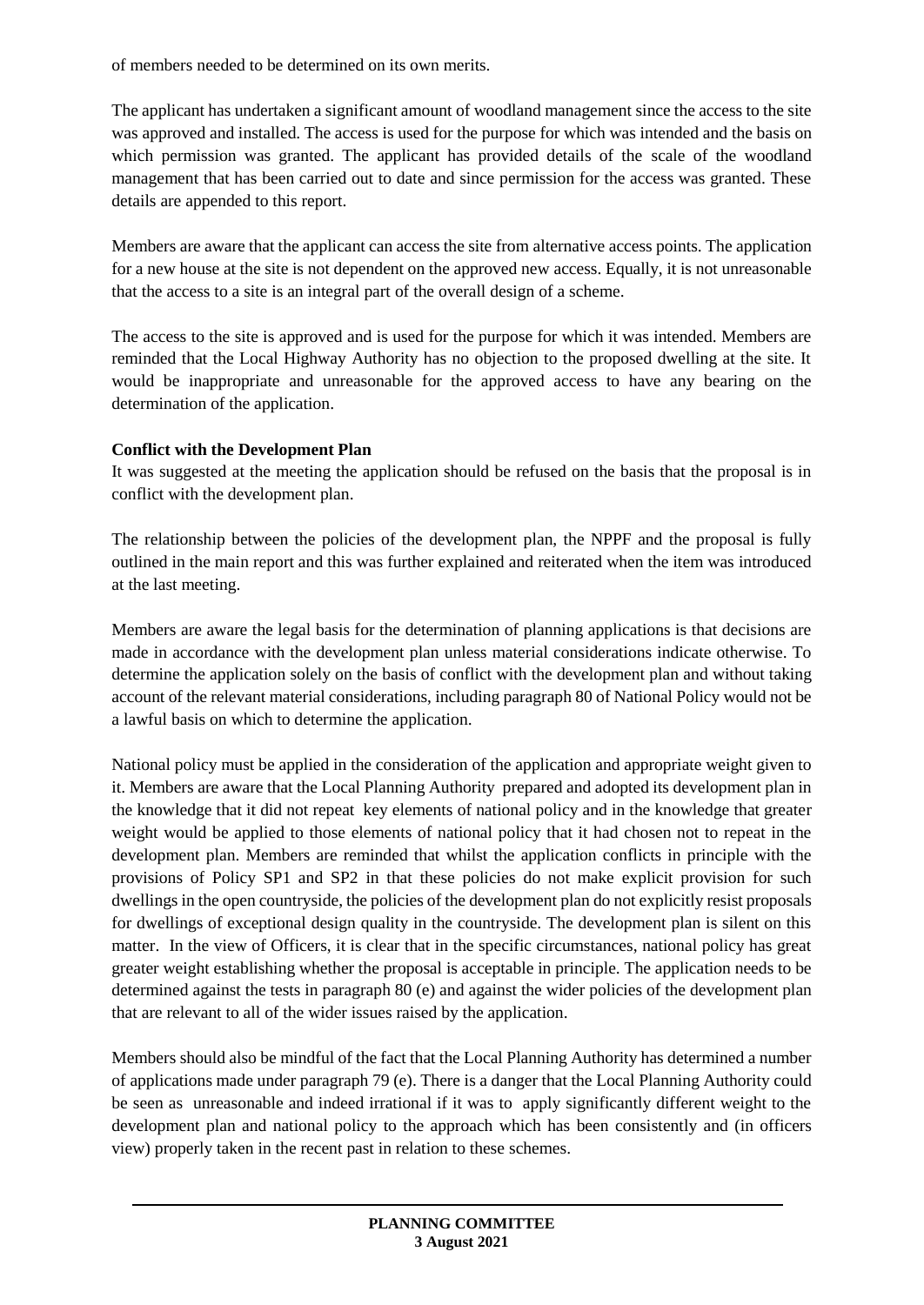of members needed to be determined on its own merits.

The applicant has undertaken a significant amount of woodland management since the access to the site was approved and installed. The access is used for the purpose for which was intended and the basis on which permission was granted. The applicant has provided details of the scale of the woodland management that has been carried out to date and since permission for the access was granted. These details are appended to this report.

Members are aware that the applicant can access the site from alternative access points. The application for a new house at the site is not dependent on the approved new access. Equally, it is not unreasonable that the access to a site is an integral part of the overall design of a scheme.

The access to the site is approved and is used for the purpose for which it was intended. Members are reminded that the Local Highway Authority has no objection to the proposed dwelling at the site. It would be inappropriate and unreasonable for the approved access to have any bearing on the determination of the application.

**Conflict with the Development Plan**

It was suggested at the meeting the application should be refused on the basis that the proposal is in conflict with the development plan.

The relationship between the policies of the development plan, the NPPF and the proposal is fully outlined in the main report and this was further explained and reiterated when the item was introduced at the last meeting.

Members are aware the legal basis for the determination of planning applications is that decisions are made in accordance with the development plan unless material considerations indicate otherwise. To determine the application solely on the basis of conflict with the development plan and without taking account of the relevant material considerations, including paragraph 80 of National Policy would not be a lawful basis on which to determine the application.

National policy must be applied in the consideration of the application and appropriate weight given to it. Members are aware that the Local Planning Authority prepared and adopted its development plan in the knowledge that it did not repeat key elements of national policy and in the knowledge that greater weight would be applied to those elements of national policy that it had chosen not to repeat in the development plan. Members are reminded that whilst the application conflicts in principle with the provisions of Policy SP1 and SP2 in that these policies do not make explicit provision for such dwellings in the open countryside, the policies of the development plan do not explicitly resist proposals for dwellings of exceptional design quality in the countryside. The development plan is silent on this matter. In the view of Officers, it is clear that in the specific circumstances, national policy has great greater weight establishing whether the proposal is acceptable in principle. The application needs to be determined against the tests in paragraph 80 (e) and against the wider policies of the development plan that are relevant to all of the wider issues raised by the application.

Members should also be mindful of the fact that the Local Planning Authority has determined a number of applications made under paragraph 79 (e). There is a danger that the Local Planning Authority could be seen as unreasonable and indeed irrational if it was to apply significantly different weight to the development plan and national policy to the approach which has been consistently and (in officers view) properly taken in the recent past in relation to these schemes.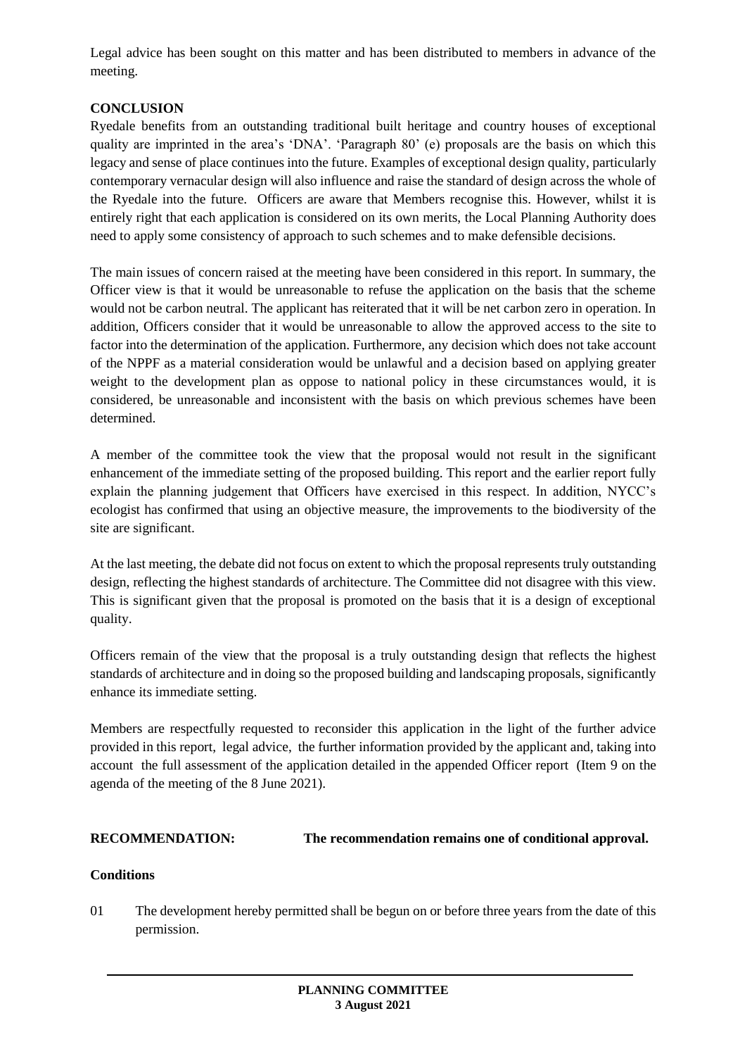Legal advice has been sought on this matter and has been distributed to members in advance of the meeting.

## CONCLUSION

Ryedale benefits from an outstanding traditional built heritage and country houses of exceptional quality are imprinted in the area's 'DNA'. 'Paragraph 80' (e) proposals are the basis on which this legacy and sense of place continues into the future. Examples of exceptional design quality, particularly contemporary vernacular design will also influence and raise the standard of design across the whole of the Ryedale into the future. Officers are aware that Members recognise this. However, whilst it is entirely right that each application is considered on its own merits, the Local Planning Authority does need to apply some consistency of approach to such schemes and to make defensible decisions.

The main issues of concern raised at the meeting have been considered in this report. In summary, the Officer view is that it would be unreasonable to refuse the application on the basis that the scheme would not be carbon neutral. The applicant has reiterated that it will be net carbon zero in operation. In addition, Officers consider that it would be unreasonable to allow the approved access to the site to factor into the determination of the application. Furthermore, any decision which does not take account of the NPPF as a material consideration would be unlawful and a decision based on applying greater weight to the development plan as oppose to national policy in these circumstances would, it is considered, be unreasonable and inconsistent with the basis on which previous schemes have been determined.

A member of the committee took the view that the proposal would not result in the significant enhancement of the immediate setting of the proposed building. This report and the earlier report fully explain the planning judgement that Officers have exercised in this respect. In addition, NYCC's ecologist has confirmed that using an objective measure, the improvements to the biodiversity of the site are significant.

At the last meeting, the debate did not focus on extent to which the proposal represents truly outstanding design, reflecting the highest standards of architecture. The Committee did not disagree with this view. This is significant given that the proposal is promoted on the basis that it is a design of exceptional quality.

Officers remain of the view that the proposal is a truly outstanding design that reflects the highest standards of architecture and in doing so the proposed building and landscaping proposals, significantly enhance its immediate setting.

Members are respectfully requested to reconsider this application in the light of the further advice provided in this report, legal advice, the further information provided by the applicant and, taking into account the full assessment of the application detailed in the appended Officer report (Item 9 on the agenda of the meeting of the 8 June 2021).

**RECOMMENDATION:** **The recommendation remains one of conditional approval.**

**Conditions**

01 The development hereby permitted shall be begun on or before three years from the date of this permission.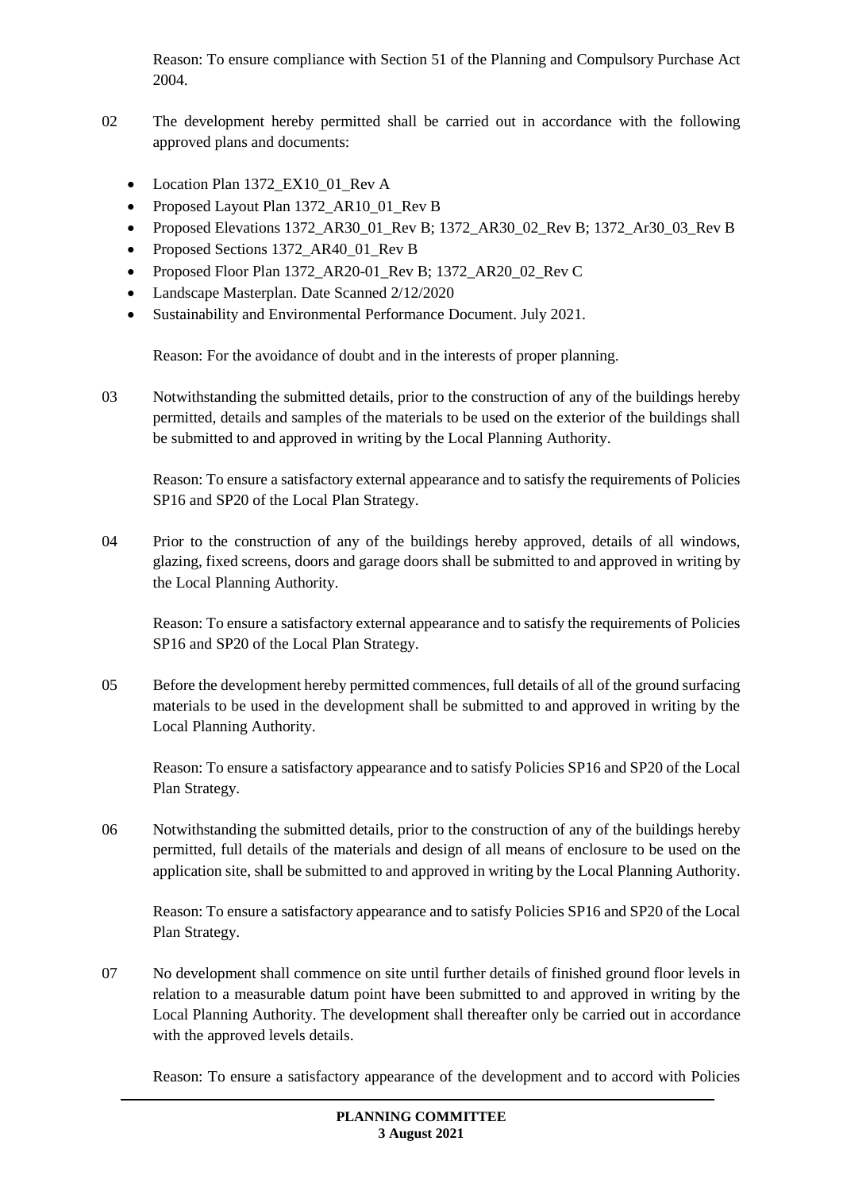Reason: To ensure compliance with Section 51 of the Planning and Compulsory Purchase Act 2004.

02 The development hereby permitted shall be carried out in accordance with the following approved plans and documents:

- Location Plan 1372_EX10_01_Rev A
- Proposed Layout Plan 1372_AR10_01_Rev B
- Proposed Elevations 1372_AR30_01_Rev B; 1372_AR30_02_Rev B; 1372_Ar30_03_Rev B
- Proposed Sections 1372_AR40_01_Rev B
- Proposed Floor Plan 1372_AR20-01_Rev B; 1372_AR20_02_Rev C
- Landscape Masterplan. Date Scanned 2/12/2020
- Sustainability and Environmental Performance Document. July 2021.

Reason: For the avoidance of doubt and in the interests of proper planning.

03 Notwithstanding the submitted details, prior to the construction of any of the buildings hereby permitted, details and samples of the materials to be used on the exterior of the buildings shall be submitted to and approved in writing by the Local Planning Authority.

Reason: To ensure a satisfactory external appearance and to satisfy the requirements of Policies SP16 and SP20 of the Local Plan Strategy.

04 Prior to the construction of any of the buildings hereby approved, details of all windows, glazing, fixed screens, doors and garage doors shall be submitted to and approved in writing by the Local Planning Authority.

Reason: To ensure a satisfactory external appearance and to satisfy the requirements of Policies SP16 and SP20 of the Local Plan Strategy.

05 Before the development hereby permitted commences, full details of all of the ground surfacing materials to be used in the development shall be submitted to and approved in writing by the Local Planning Authority.

Reason: To ensure a satisfactory appearance and to satisfy Policies SP16 and SP20 of the Local Plan Strategy.

06 Notwithstanding the submitted details, prior to the construction of any of the buildings hereby permitted, full details of the materials and design of all means of enclosure to be used on the application site, shall be submitted to and approved in writing by the Local Planning Authority.

Reason: To ensure a satisfactory appearance and to satisfy Policies SP16 and SP20 of the Local Plan Strategy.

07 No development shall commence on site until further details of finished ground floor levels in relation to a measurable datum point have been submitted to and approved in writing by the Local Planning Authority. The development shall thereafter only be carried out in accordance with the approved levels details.

Reason: To ensure a satisfactory appearance of the development and to accord with Policies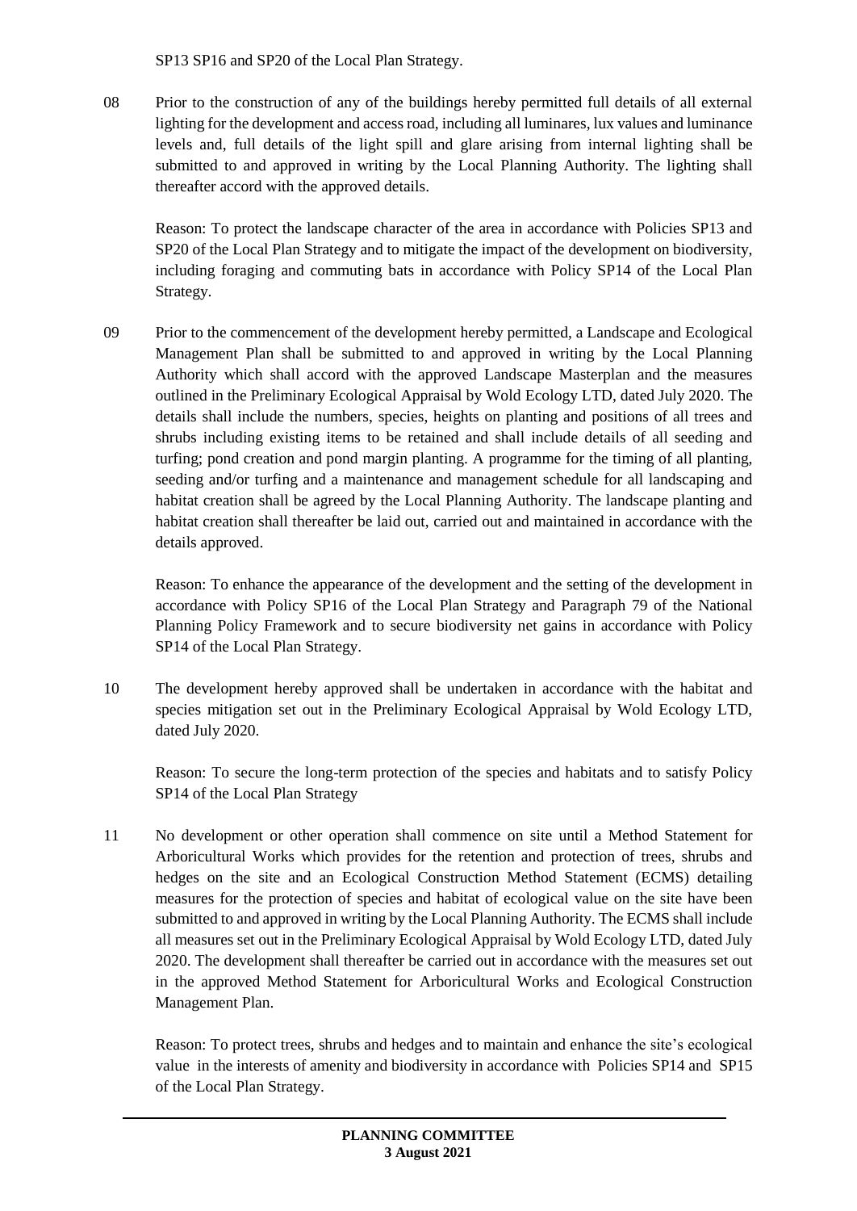SP13 SP16 and SP20 of the Local Plan Strategy.

08 Prior to the construction of any of the buildings hereby permitted full details of all external lighting for the development and access road, including all luminares, lux values and luminance levels and, full details of the light spill and glare arising from internal lighting shall be submitted to and approved in writing by the Local Planning Authority. The lighting shall thereafter accord with the approved details.

Reason: To protect the landscape character of the area in accordance with Policies SP13 and SP20 of the Local Plan Strategy and to mitigate the impact of the development on biodiversity, including foraging and commuting bats in accordance with Policy SP14 of the Local Plan Strategy.

09 Prior to the commencement of the development hereby permitted, a Landscape and Ecological Management Plan shall be submitted to and approved in writing by the Local Planning Authority which shall accord with the approved Landscape Masterplan and the measures outlined in the Preliminary Ecological Appraisal by Wold Ecology LTD, dated July 2020. The details shall include the numbers, species, heights on planting and positions of all trees and shrubs including existing items to be retained and shall include details of all seeding and turfing; pond creation and pond margin planting. A programme for the timing of all planting, seeding and/or turfing and a maintenance and management schedule for all landscaping and habitat creation shall be agreed by the Local Planning Authority. The landscape planting and habitat creation shall thereafter be laid out, carried out and maintained in accordance with the details approved.

Reason: To enhance the appearance of the development and the setting of the development in accordance with Policy SP16 of the Local Plan Strategy and Paragraph 79 of the National Planning Policy Framework and to secure biodiversity net gains in accordance with Policy SP14 of the Local Plan Strategy.

10 The development hereby approved shall be undertaken in accordance with the habitat and species mitigation set out in the Preliminary Ecological Appraisal by Wold Ecology LTD, dated July 2020.

Reason: To secure the long-term protection of the species and habitats and to satisfy Policy SP14 of the Local Plan Strategy

11 No development or other operation shall commence on site until a Method Statement for Arboricultural Works which provides for the retention and protection of trees, shrubs and hedges on the site and an Ecological Construction Method Statement (ECMS) detailing measures for the protection of species and habitat of ecological value on the site have been submitted to and approved in writing by the Local Planning Authority. The ECMS shall include all measures set out in the Preliminary Ecological Appraisal by Wold Ecology LTD, dated July 2020. The development shall thereafter be carried out in accordance with the measures set out in the approved Method Statement for Arboricultural Works and Ecological Construction Management Plan.

Reason: To protect trees, shrubs and hedges and to maintain and enhance the site's ecological value in the interests of amenity and biodiversity in accordance with Policies SP14 and SP15 of the Local Plan Strategy.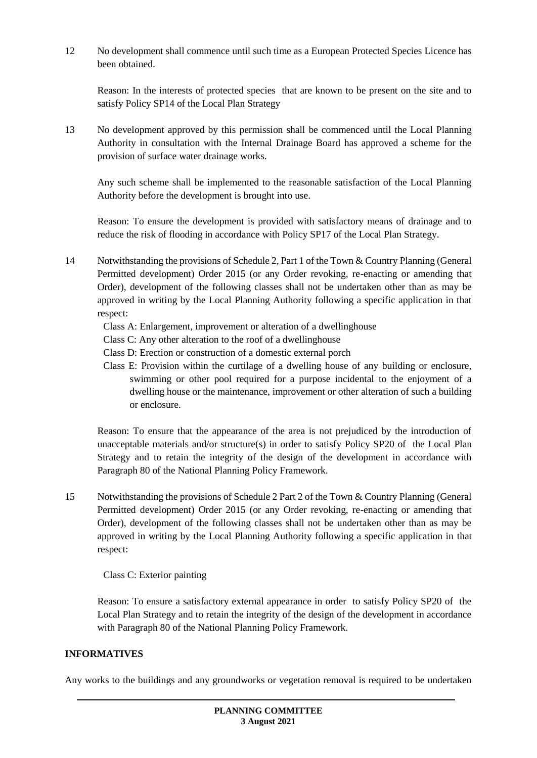12 No development shall commence until such time as a European Protected Species Licence has been obtained.

Reason: In the interests of protected species that are known to be present on the site and to satisfy Policy SP14 of the Local Plan Strategy

13 No development approved by this permission shall be commenced until the Local Planning Authority in consultation with the Internal Drainage Board has approved a scheme for the provision of surface water drainage works.

Any such scheme shall be implemented to the reasonable satisfaction of the Local Planning Authority before the development is brought into use.

Reason: To ensure the development is provided with satisfactory means of drainage and to reduce the risk of flooding in accordance with Policy SP17 of the Local Plan Strategy.

14 Notwithstanding the provisions of Schedule 2, Part 1 of the Town & Country Planning (General Permitted development) Order 2015 (or any Order revoking, re-enacting or amending that Order), development of the following classes shall not be undertaken other than as may be approved in writing by the Local Planning Authority following a specific application in that respect:

Class A: Enlargement, improvement or alteration of a dwellinghouse
Class C: Any other alteration to the roof of a dwellinghouse
Class D: Erection or construction of a domestic external porch
Class E: Provision within the curtilage of a dwelling house of any building or enclosure, swimming or other pool required for a purpose incidental to the enjoyment of a dwelling house or the maintenance, improvement or other alteration of such a building or enclosure.

Reason: To ensure that the appearance of the area is not prejudiced by the introduction of unacceptable materials and/or structure(s) in order to satisfy Policy SP20 of the Local Plan Strategy and to retain the integrity of the design of the development in accordance with Paragraph 80 of the National Planning Policy Framework.

15 Notwithstanding the provisions of Schedule 2 Part 2 of the Town & Country Planning (General Permitted development) Order 2015 (or any Order revoking, re-enacting or amending that Order), development of the following classes shall not be undertaken other than as may be approved in writing by the Local Planning Authority following a specific application in that respect:

Class C: Exterior painting

Reason: To ensure a satisfactory external appearance in order to satisfy Policy SP20 of the Local Plan Strategy and to retain the integrity of the design of the development in accordance with Paragraph 80 of the National Planning Policy Framework.

**INFORMATIVES**

Any works to the buildings and any groundworks or vegetation removal is required to be undertaken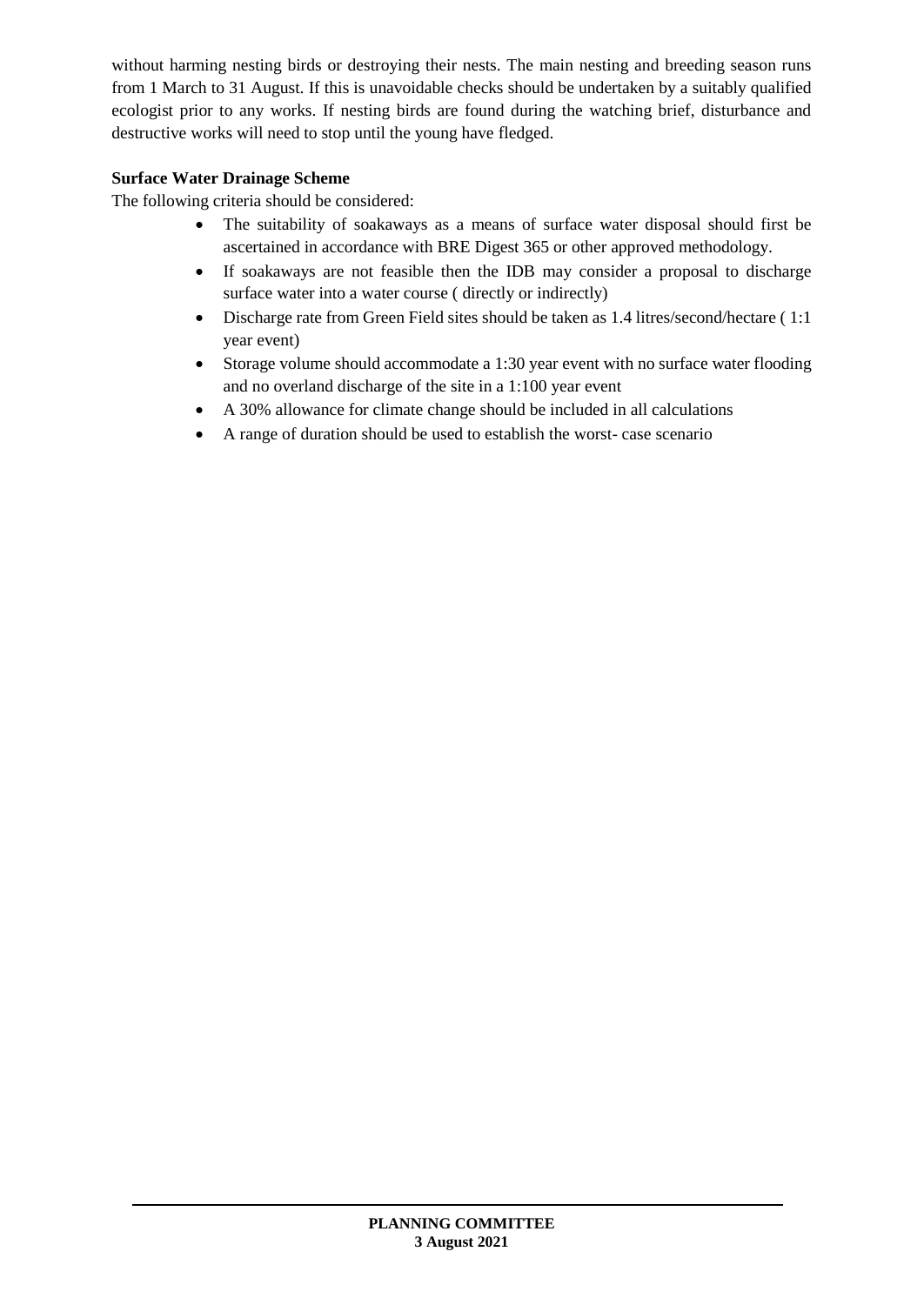without harming nesting birds or destroying their nests. The main nesting and breeding season runs from 1 March to 31 August. If this is unavoidable checks should be undertaken by a suitably qualified ecologist prior to any works. If nesting birds are found during the watching brief, disturbance and destructive works will need to stop until the young have fledged.

**Surface Water Drainage Scheme**

The following criteria should be considered:

- The suitability of soakaways as a means of surface water disposal should first be ascertained in accordance with BRE Digest 365 or other approved methodology.
- If soakaways are not feasible then the IDB may consider a proposal to discharge surface water into a water course ( directly or indirectly)
- Discharge rate from Green Field sites should be taken as 1.4 litres/second/hectare ( 1:1 year event)
- Storage volume should accommodate a 1:30 year event with no surface water flooding and no overland discharge of the site in a 1:100 year event
- A 30% allowance for climate change should be included in all calculations
- A range of duration should be used to establish the worst- case scenario